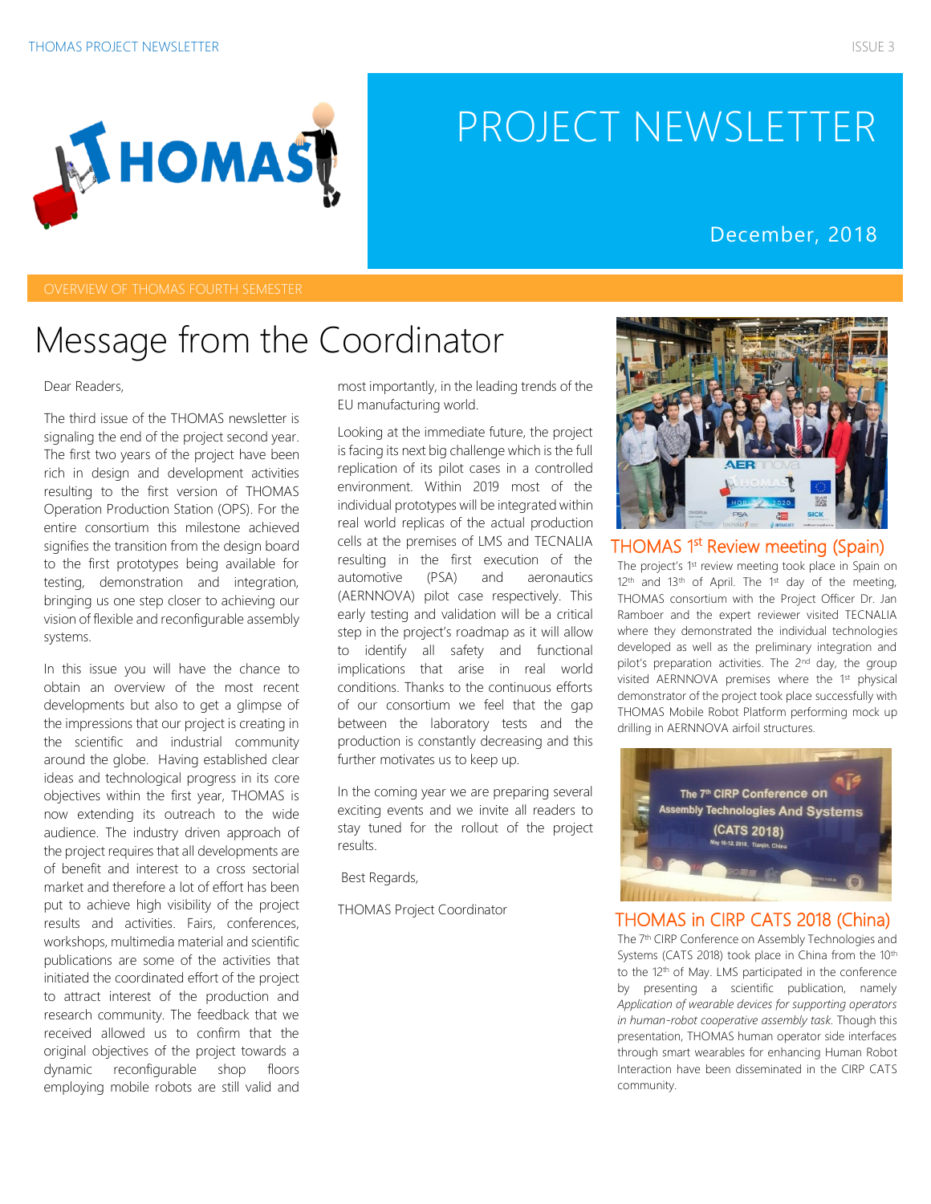# PROJECT NEWSLETTER

December, 2018

OVERVIEW OF THOMAS FOURTH SEMESTER

## Message from the Coordinator

Dear Readers,

The third issue of the THOMAS newsletter is signaling the end of the project second year. The first two years of the project have been rich in design and development activities resulting to the first version of THOMAS Operation Production Station (OPS). For the entire consortium this milestone achieved signifies the transition from the design board to the first prototypes being available for testing, demonstration and integration, bringing us one step closer to achieving our vision of flexible and reconfigurable assembly systems.

In this issue you will have the chance to obtain an overview of the most recent developments but also to get a glimpse of the impressions that our project is creating in the scientific and industrial community around the globe. Having established clear ideas and technological progress in its core objectives within the first year, THOMAS is now extending its outreach to the wide audience. The industry driven approach of the project requires that all developments are of benefit and interest to a cross sectorial market and therefore a lot of effort has been put to achieve high visibility of the project results and activities. Fairs, conferences, workshops, multimedia material and scientific publications are some of the activities that initiated the coordinated effort of the project to attract interest of the production and research community. The feedback that we received allowed us to confirm that the original objectives of the project towards a dynamic reconfigurable shop floors employing mobile robots are still valid and most importantly, in the leading trends of the EU manufacturing world.

Looking at the immediate future, the project is facing its next big challenge which is the full replication of its pilot cases in a controlled environment. Within 2019 most of the individual prototypes will be integrated within real world replicas of the actual production cells at the premises of LMS and TECNALIA resulting in the first execution of the automotive (PSA) and aeronautics (AERNNOVA) pilot case respectively. This early testing and validation will be a critical step in the project's roadmap as it will allow to identify all safety and functional implications that arise in real world conditions. Thanks to the continuous efforts of our consortium we feel that the gap between the laboratory tests and the production is constantly decreasing and this further motivates us to keep up.

In the coming year we are preparing several exciting events and we invite all readers to stay tuned for the rollout of the project results.

Best Regards,

THOMAS Project Coordinator

### THOMAS 1st Review meeting (Spain)

The project's 1st review meeting took place in Spain on 12th and 13th of April. The 1st day of the meeting, THOMAS consortium with the Project Officer Dr. Jan Ramboer and the expert reviewer visited TECNALIA where they demonstrated the individual technologies developed as well as the preliminary integration and pilot's preparation activities. The 2nd day, the group visited AERNNOVA premises where the 1st physical demonstrator of the project took place successfully with THOMAS Mobile Robot Platform performing mock up drilling in AERNNOVA airfoil structures.

### THOMAS in CIRP CATS 2018 (China)

The 7th CIRP Conference on Assembly Technologies and Systems (CATS 2018) took place in China from the 10th to the 12th of May. LMS participated in the conference by presenting a scientific publication, namely *Application of wearable devices for supporting operators in human-robot cooperative assembly task.* Though this presentation, THOMAS human operator side interfaces through smart wearables for enhancing Human Robot Interaction have been disseminated in the CIRP CATS community.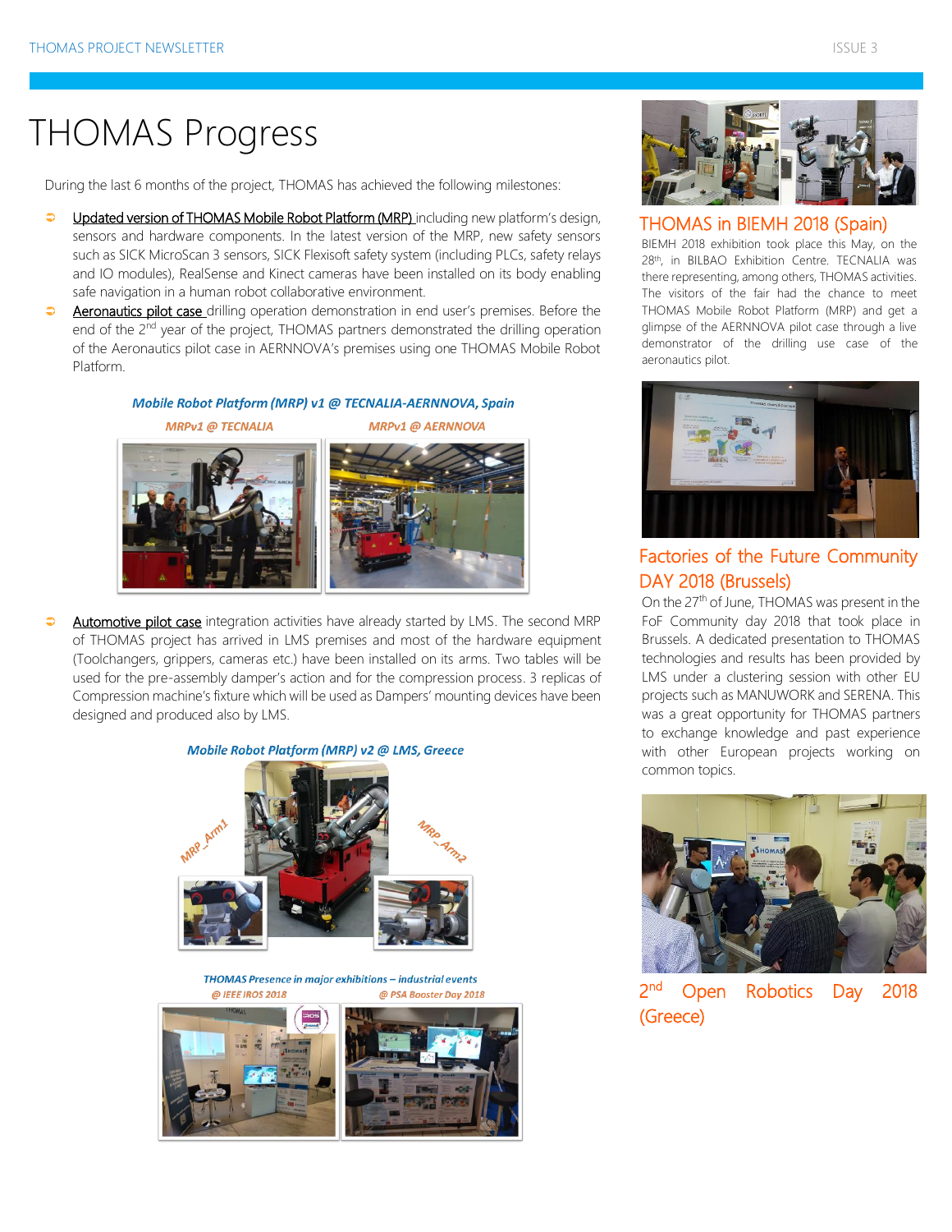# THOMAS Progress

During the last 6 months of the project, THOMAS has achieved the following milestones:

- Updated version of THOMAS Mobile Robot Platform (MRP) including new platform's design, sensors and hardware components. In the latest version of the MRP, new safety sensors such as SICK MicroScan 3 sensors, SICK Flexisoft safety system (including PLCs, safety relays and IO modules), RealSense and Kinect cameras have been installed on its body enabling safe navigation in a human robot collaborative environment.
- Aeronautics pilot case drilling operation demonstration in end user's premises. Before the end of the 2nd year of the project, THOMAS partners demonstrated the drilling operation of the Aeronautics pilot case in AERNNOVA's premises using one THOMAS Mobile Robot Platform.

***Mobile Robot Platform (MRP) v1 @ TECNALIA-AERNNOVA, Spain***

*MRPv1 @ TECNALIA* *MRPv1 @ AERNNOVA*

- Automotive pilot case integration activities have already started by LMS. The second MRP of THOMAS project has arrived in LMS premises and most of the hardware equipment (Toolchangers, grippers, cameras etc.) have been installed on its arms. Two tables will be used for the pre-assembly damper's action and for the compression process. 3 replicas of Compression machine's fixture which will be used as Dampers' mounting devices have been designed and produced also by LMS.

***Mobile Robot Platform (MRP) v2 @ LMS, Greece***

*MRP_Arm1* *MRP_Arm2*

***THOMAS Presence in major exhibitions – industrial events***

*@ IEEE IROS 2018* *@ PSA Booster Day 2018*

## THOMAS in BIEMH 2018 (Spain)

BIEMH 2018 exhibition took place this May, on the 28th, in BILBAO Exhibition Centre. TECNALIA was there representing, among others, THOMAS activities. The visitors of the fair had the chance to meet THOMAS Mobile Robot Platform (MRP) and get a glimpse of the AERNNOVA pilot case through a live demonstrator of the drilling use case of the aeronautics pilot.

## Factories of the Future Community DAY 2018 (Brussels)

On the 27th of June, THOMAS was present in the FoF Community day 2018 that took place in Brussels. A dedicated presentation to THOMAS technologies and results has been provided by LMS under a clustering session with other EU projects such as MANUWORK and SERENA. This was a great opportunity for THOMAS partners to exchange knowledge and past experience with other European projects working on common topics.

## 2nd Open Robotics Day 2018 (Greece)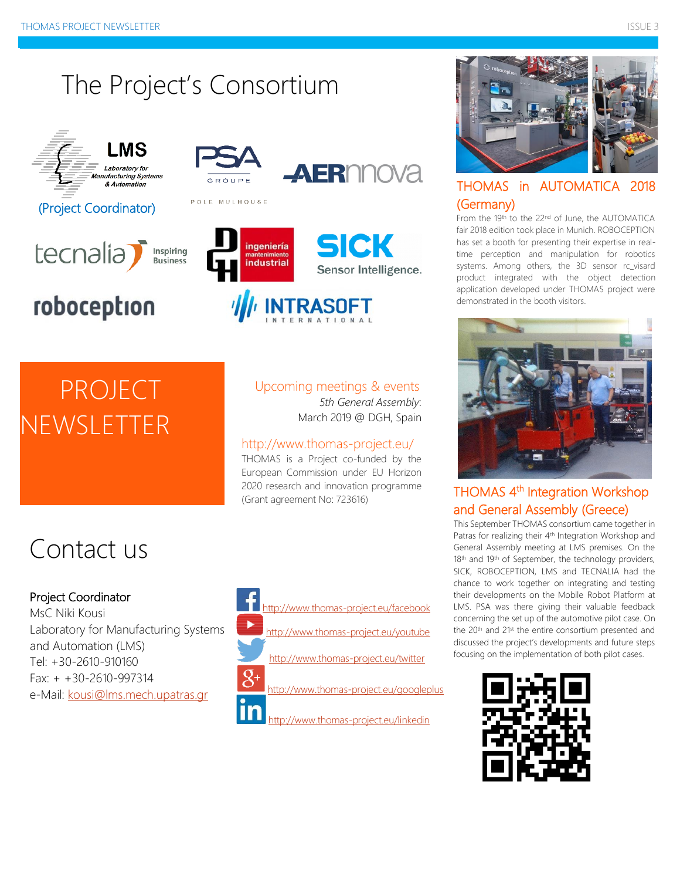# The Project's Consortium

LMS Laboratory for Manufacturing Systems & Automation

(Project Coordinator)

PSA GROUPE POLE MULHOUSE

AERnnova

tecnalia Inspiring Business

DGH ingeniería mantenimiento industrial

SICK Sensor Intelligence.

roboception

INTRASOFT INTERNATIONAL

# PROJECT NEWSLETTER

## Upcoming meetings & events

*5th General Assembly*:
March 2019 @ DGH, Spain

http://www.thomas-project.eu/

THOMAS is a Project co-funded by the European Commission under EU Horizon 2020 research and innovation programme (Grant agreement No: 723616)

# Contact us

Project Coordinator
MsC Niki Kousi
Laboratory for Manufacturing Systems and Automation (LMS)
Tel: +30-2610-910160
Fax: + +30-2610-997314
e-Mail: kousi@lms.mech.upatras.gr

http://www.thomas-project.eu/facebook

http://www.thomas-project.eu/youtube

http://www.thomas-project.eu/twitter

http://www.thomas-project.eu/googleplus

http://www.thomas-project.eu/linkedin

## THOMAS in AUTOMATICA 2018 (Germany)

From the 19th to the 22nd of June, the AUTOMATICA fair 2018 edition took place in Munich. ROBOCEPTION has set a booth for presenting their expertise in real-time perception and manipulation for robotics systems. Among others, the 3D sensor rc_visard product integrated with the object detection application developed under THOMAS project were demonstrated in the booth visitors.

## THOMAS 4th Integration Workshop and General Assembly (Greece)

This September THOMAS consortium came together in Patras for realizing their 4th Integration Workshop and General Assembly meeting at LMS premises. On the 18th and 19th of September, the technology providers, SICK, ROBOCEPTION, LMS and TECNALIA had the chance to work together on integrating and testing their developments on the Mobile Robot Platform at LMS. PSA was there giving their valuable feedback concerning the set up of the automotive pilot case. On the 20th and 21st the entire consortium presented and discussed the project's developments and future steps focusing on the implementation of both pilot cases.